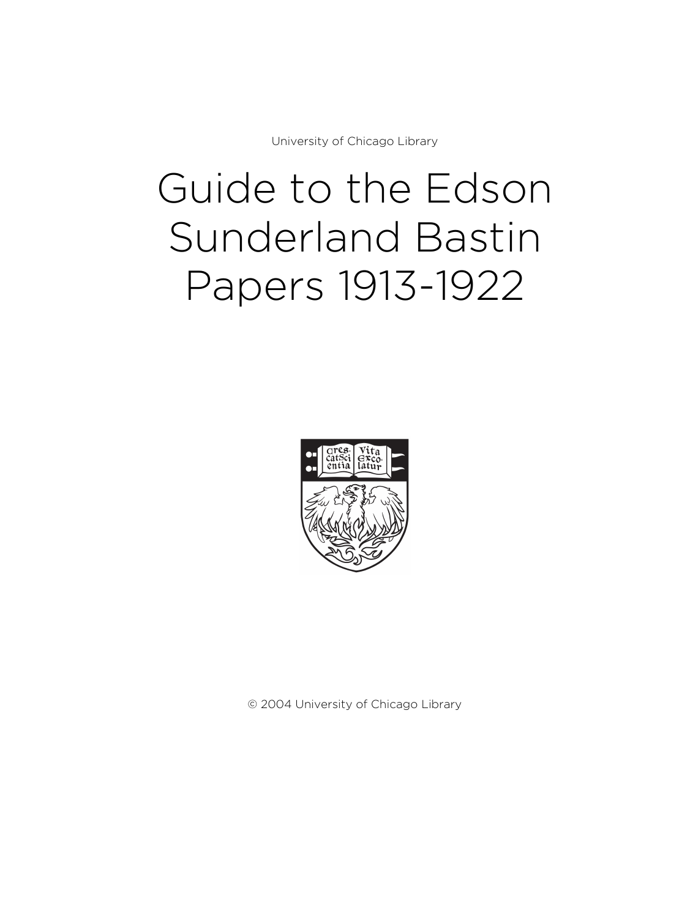University of Chicago Library

# Guide to the Edson Sunderland Bastin Papers 1913-1922

© 2004 University of Chicago Library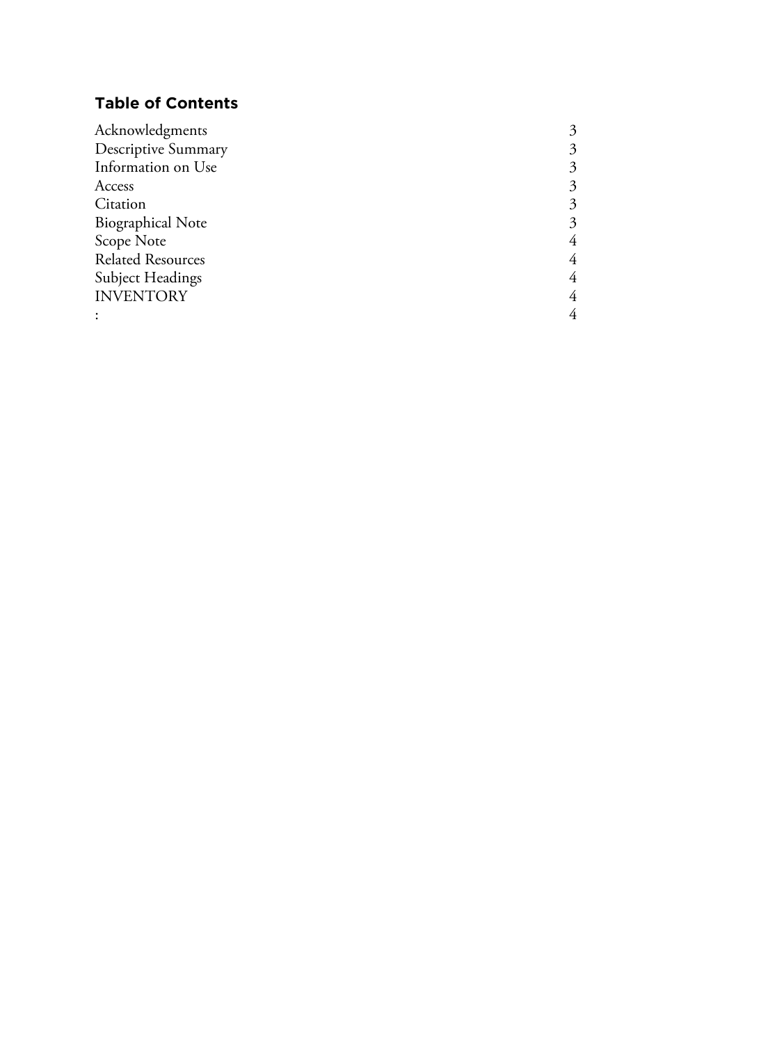## Table of Contents

| | |
|---|---|
| Acknowledgments | 3 |
| Descriptive Summary | 3 |
| Information on Use | 3 |
| Access | 3 |
| Citation | 3 |
| Biographical Note | 3 |
| Scope Note | 4 |
| Related Resources | 4 |
| Subject Headings | 4 |
| INVENTORY | 4 |
| : | 4 |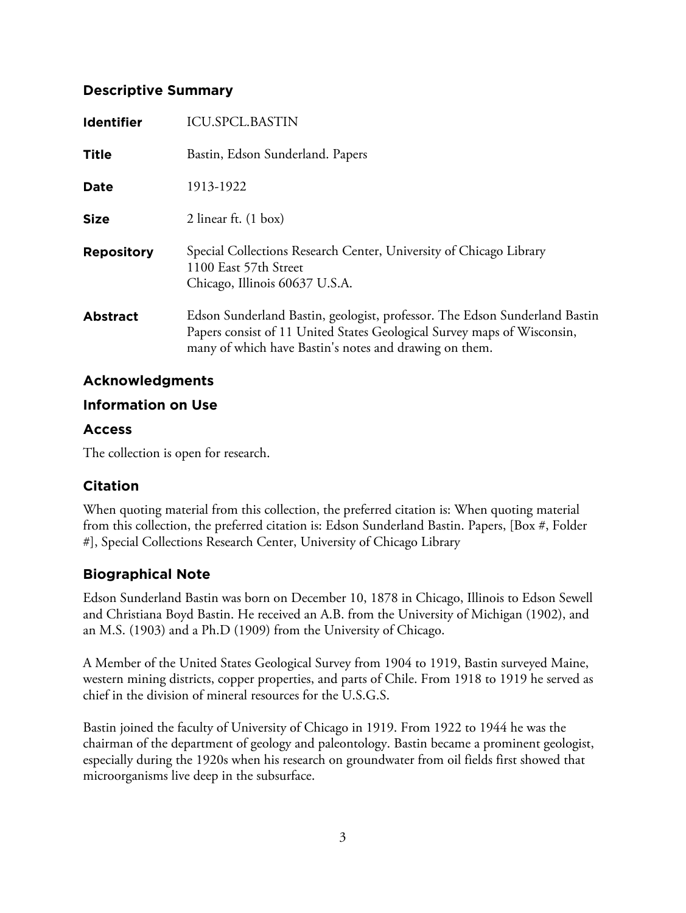## Descriptive Summary

| | |
|---|---|
| **Identifier** | ICU.SPCL.BASTIN |
| **Title** | Bastin, Edson Sunderland. Papers |
| **Date** | 1913-1922 |
| **Size** | 2 linear ft. (1 box) |
| **Repository** | Special Collections Research Center, University of Chicago Library<br>1100 East 57th Street<br>Chicago, Illinois 60637 U.S.A. |
| **Abstract** | Edson Sunderland Bastin, geologist, professor. The Edson Sunderland Bastin Papers consist of 11 United States Geological Survey maps of Wisconsin, many of which have Bastin's notes and drawing on them. |

## Acknowledgments

## Information on Use

## Access

The collection is open for research.

## Citation

When quoting material from this collection, the preferred citation is: When quoting material from this collection, the preferred citation is: Edson Sunderland Bastin. Papers, [Box #, Folder #], Special Collections Research Center, University of Chicago Library

## Biographical Note

Edson Sunderland Bastin was born on December 10, 1878 in Chicago, Illinois to Edson Sewell and Christiana Boyd Bastin. He received an A.B. from the University of Michigan (1902), and an M.S. (1903) and a Ph.D (1909) from the University of Chicago.

A Member of the United States Geological Survey from 1904 to 1919, Bastin surveyed Maine, western mining districts, copper properties, and parts of Chile. From 1918 to 1919 he served as chief in the division of mineral resources for the U.S.G.S.

Bastin joined the faculty of University of Chicago in 1919. From 1922 to 1944 he was the chairman of the department of geology and paleontology. Bastin became a prominent geologist, especially during the 1920s when his research on groundwater from oil fields first showed that microorganisms live deep in the subsurface.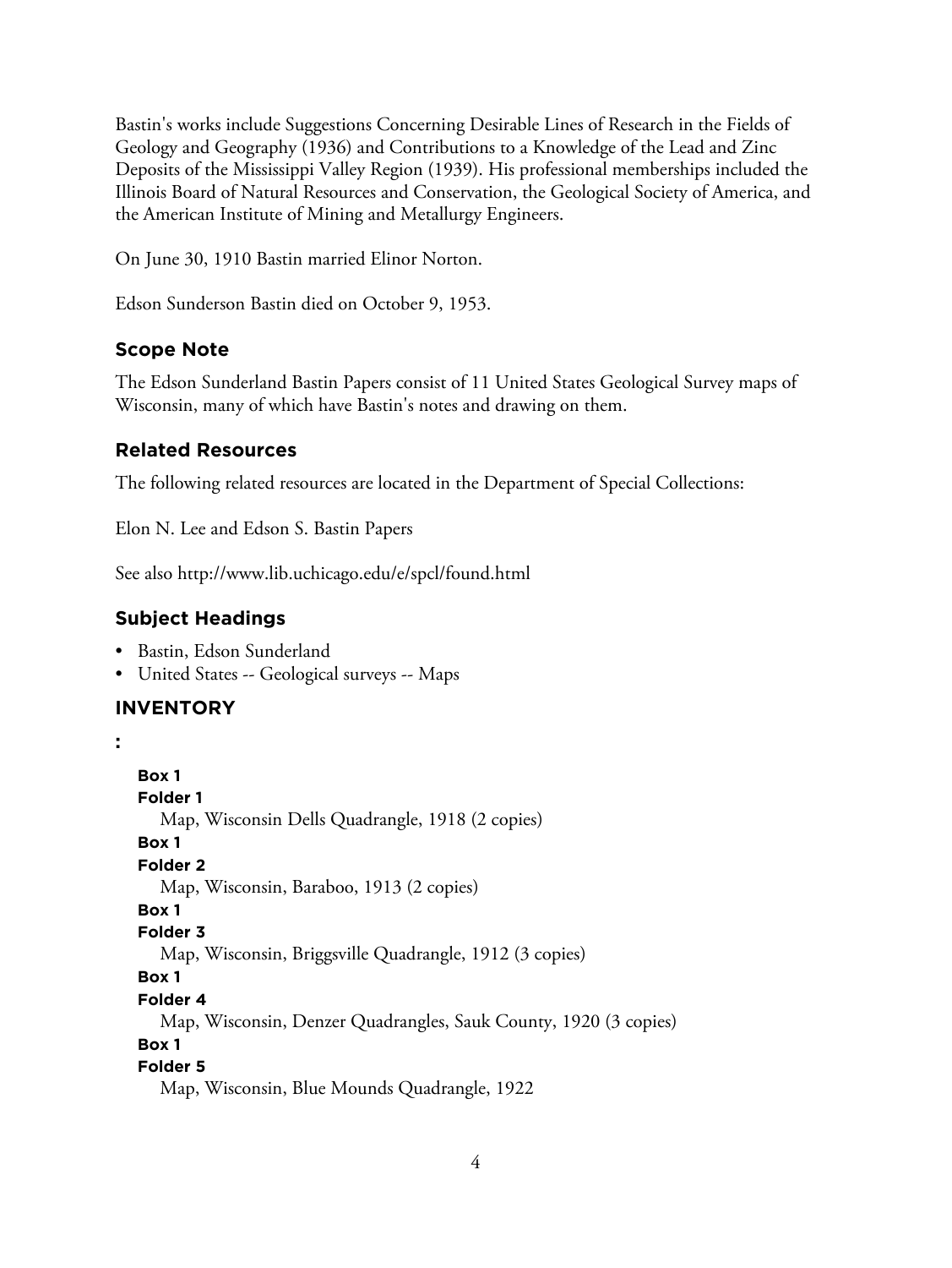Bastin's works include Suggestions Concerning Desirable Lines of Research in the Fields of Geology and Geography (1936) and Contributions to a Knowledge of the Lead and Zinc Deposits of the Mississippi Valley Region (1939). His professional memberships included the Illinois Board of Natural Resources and Conservation, the Geological Society of America, and the American Institute of Mining and Metallurgy Engineers.

On June 30, 1910 Bastin married Elinor Norton.

Edson Sunderson Bastin died on October 9, 1953.

## Scope Note

The Edson Sunderland Bastin Papers consist of 11 United States Geological Survey maps of Wisconsin, many of which have Bastin's notes and drawing on them.

## Related Resources

The following related resources are located in the Department of Special Collections:

Elon N. Lee and Edson S. Bastin Papers

See also http://www.lib.uchicago.edu/e/spcl/found.html

## Subject Headings

- Bastin, Edson Sunderland
- United States -- Geological surveys -- Maps

## INVENTORY

**:**

**Box 1**
**Folder 1**
Map, Wisconsin Dells Quadrangle, 1918 (2 copies)

**Box 1**
**Folder 2**
Map, Wisconsin, Baraboo, 1913 (2 copies)

**Box 1**
**Folder 3**
Map, Wisconsin, Briggsville Quadrangle, 1912 (3 copies)

**Box 1**
**Folder 4**
Map, Wisconsin, Denzer Quadrangles, Sauk County, 1920 (3 copies)

**Box 1**
**Folder 5**
Map, Wisconsin, Blue Mounds Quadrangle, 1922